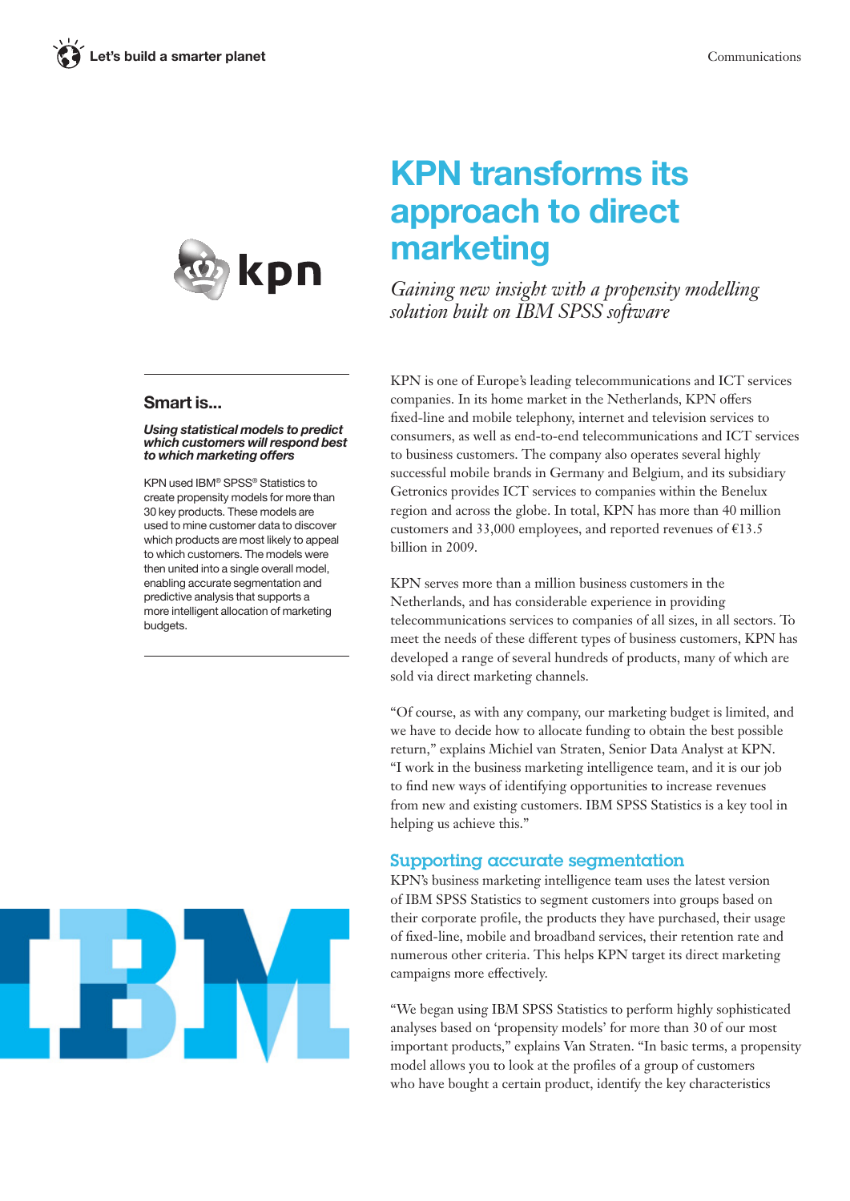# KPN transforms its approach to direct marketing

*Gaining new insight with a propensity modelling solution built on IBM SPSS software*

## Smart is...

***Using statistical models to predict which customers will respond best to which marketing offers***

KPN used IBM® SPSS® Statistics to create propensity models for more than 30 key products. These models are used to mine customer data to discover which products are most likely to appeal to which customers. The models were then united into a single overall model, enabling accurate segmentation and predictive analysis that supports a more intelligent allocation of marketing budgets.

KPN is one of Europe's leading telecommunications and ICT services companies. In its home market in the Netherlands, KPN offers fixed-line and mobile telephony, internet and television services to consumers, as well as end-to-end telecommunications and ICT services to business customers. The company also operates several highly successful mobile brands in Germany and Belgium, and its subsidiary Getronics provides ICT services to companies within the Benelux region and across the globe. In total, KPN has more than 40 million customers and 33,000 employees, and reported revenues of €13.5 billion in 2009.

KPN serves more than a million business customers in the Netherlands, and has considerable experience in providing telecommunications services to companies of all sizes, in all sectors. To meet the needs of these different types of business customers, KPN has developed a range of several hundreds of products, many of which are sold via direct marketing channels.

"Of course, as with any company, our marketing budget is limited, and we have to decide how to allocate funding to obtain the best possible return," explains Michiel van Straten, Senior Data Analyst at KPN. "I work in the business marketing intelligence team, and it is our job to find new ways of identifying opportunities to increase revenues from new and existing customers. IBM SPSS Statistics is a key tool in helping us achieve this."

## Supporting accurate segmentation

KPN's business marketing intelligence team uses the latest version of IBM SPSS Statistics to segment customers into groups based on their corporate profile, the products they have purchased, their usage of fixed-line, mobile and broadband services, their retention rate and numerous other criteria. This helps KPN target its direct marketing campaigns more effectively.

"We began using IBM SPSS Statistics to perform highly sophisticated analyses based on 'propensity models' for more than 30 of our most important products," explains Van Straten. "In basic terms, a propensity model allows you to look at the profiles of a group of customers who have bought a certain product, identify the key characteristics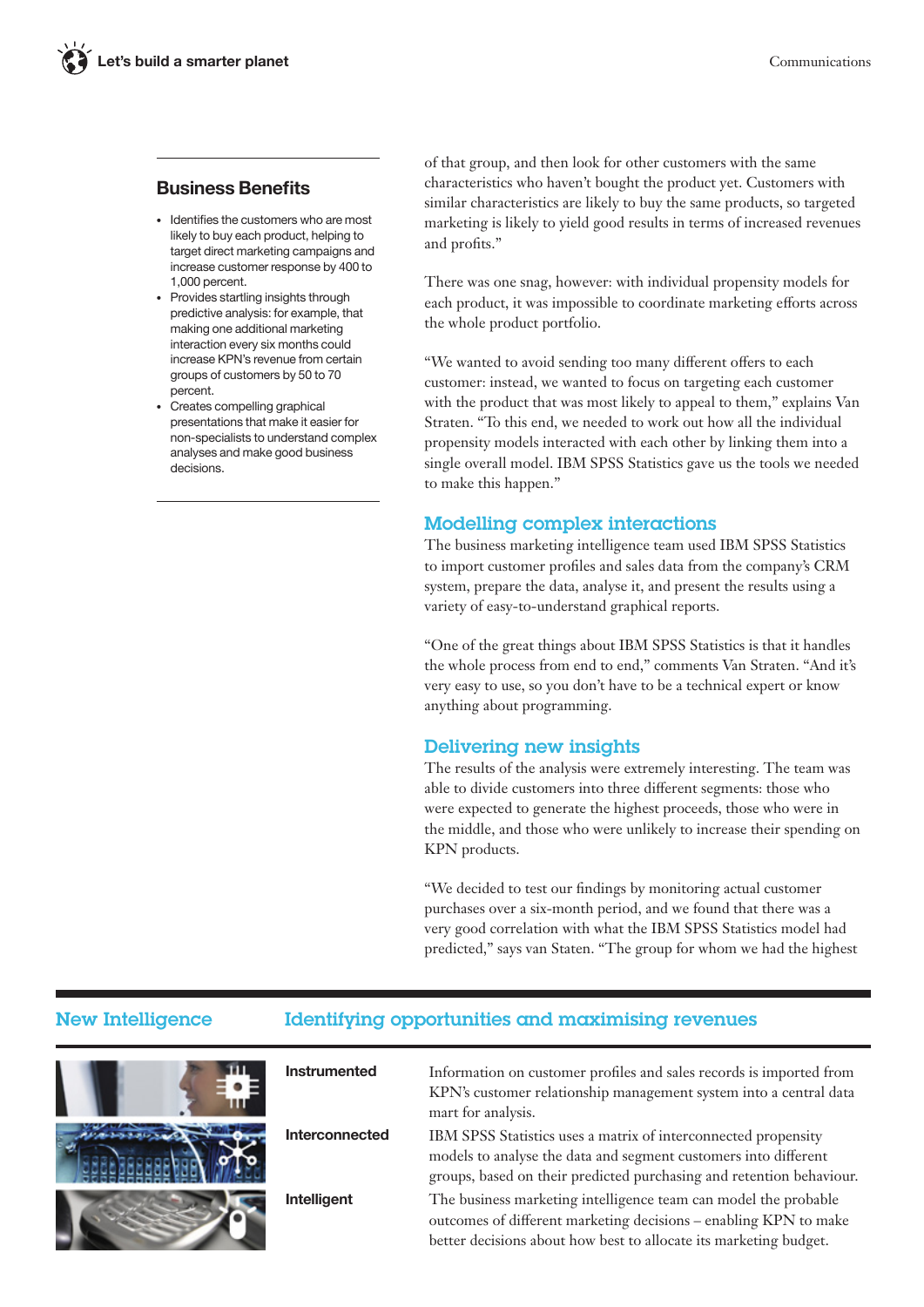## Business Benefits

- Identifies the customers who are most likely to buy each product, helping to target direct marketing campaigns and increase customer response by 400 to 1,000 percent.
- Provides startling insights through predictive analysis: for example, that making one additional marketing interaction every six months could increase KPN's revenue from certain groups of customers by 50 to 70 percent.
- Creates compelling graphical presentations that make it easier for non-specialists to understand complex analyses and make good business decisions.

of that group, and then look for other customers with the same characteristics who haven't bought the product yet. Customers with similar characteristics are likely to buy the same products, so targeted marketing is likely to yield good results in terms of increased revenues and profits."

There was one snag, however: with individual propensity models for each product, it was impossible to coordinate marketing efforts across the whole product portfolio.

"We wanted to avoid sending too many different offers to each customer: instead, we wanted to focus on targeting each customer with the product that was most likely to appeal to them," explains Van Straten. "To this end, we needed to work out how all the individual propensity models interacted with each other by linking them into a single overall model. IBM SPSS Statistics gave us the tools we needed to make this happen."

## Modelling complex interactions

The business marketing intelligence team used IBM SPSS Statistics to import customer profiles and sales data from the company's CRM system, prepare the data, analyse it, and present the results using a variety of easy-to-understand graphical reports.

"One of the great things about IBM SPSS Statistics is that it handles the whole process from end to end," comments Van Straten. "And it's very easy to use, so you don't have to be a technical expert or know anything about programming.

## Delivering new insights

The results of the analysis were extremely interesting. The team was able to divide customers into three different segments: those who were expected to generate the highest proceeds, those who were in the middle, and those who were unlikely to increase their spending on KPN products.

"We decided to test our findings by monitoring actual customer purchases over a six-month period, and we found that there was a very good correlation with what the IBM SPSS Statistics model had predicted," says van Staten. "The group for whom we had the highest

## New Intelligence

### Identifying opportunities and maximising revenues

**Instrumented**

Information on customer profiles and sales records is imported from KPN's customer relationship management system into a central data mart for analysis.

**Interconnected**

IBM SPSS Statistics uses a matrix of interconnected propensity models to analyse the data and segment customers into different groups, based on their predicted purchasing and retention behaviour.

**Intelligent**

The business marketing intelligence team can model the probable outcomes of different marketing decisions – enabling KPN to make better decisions about how best to allocate its marketing budget.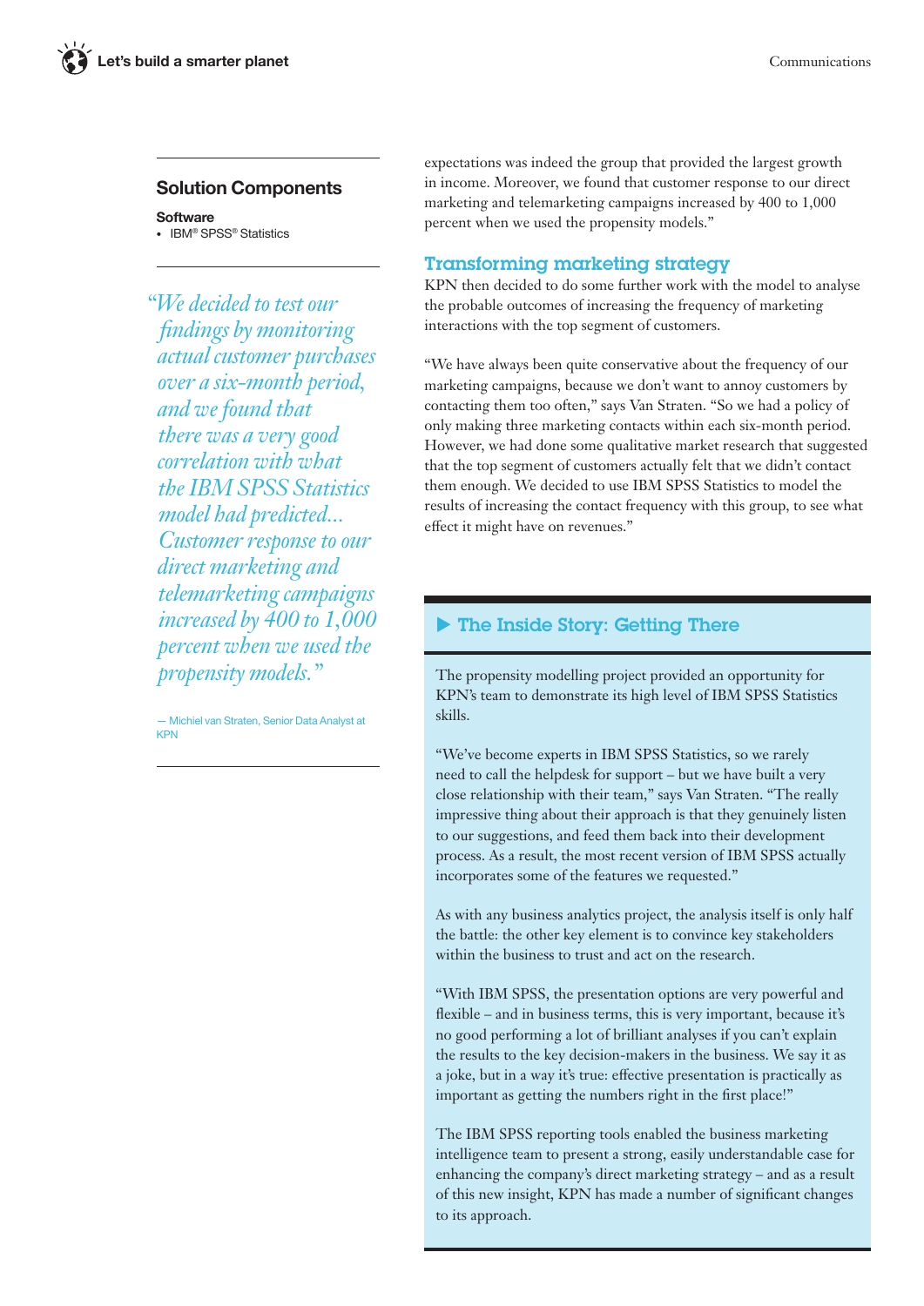## Solution Components

**Software**

- IBM® SPSS® Statistics

*"We decided to test our findings by monitoring actual customer purchases over a six-month period, and we found that there was a very good correlation with what the IBM SPSS Statistics model had predicted... Customer response to our direct marketing and telemarketing campaigns increased by 400 to 1,000 percent when we used the propensity models."*

— Michiel van Straten, Senior Data Analyst at KPN

expectations was indeed the group that provided the largest growth in income. Moreover, we found that customer response to our direct marketing and telemarketing campaigns increased by 400 to 1,000 percent when we used the propensity models."

## Transforming marketing strategy

KPN then decided to do some further work with the model to analyse the probable outcomes of increasing the frequency of marketing interactions with the top segment of customers.

"We have always been quite conservative about the frequency of our marketing campaigns, because we don't want to annoy customers by contacting them too often," says Van Straten. "So we had a policy of only making three marketing contacts within each six-month period. However, we had done some qualitative market research that suggested that the top segment of customers actually felt that we didn't contact them enough. We decided to use IBM SPSS Statistics to model the results of increasing the contact frequency with this group, to see what effect it might have on revenues."

## ▶ The Inside Story: Getting There

The propensity modelling project provided an opportunity for KPN's team to demonstrate its high level of IBM SPSS Statistics skills.

"We've become experts in IBM SPSS Statistics, so we rarely need to call the helpdesk for support – but we have built a very close relationship with their team," says Van Straten. "The really impressive thing about their approach is that they genuinely listen to our suggestions, and feed them back into their development process. As a result, the most recent version of IBM SPSS actually incorporates some of the features we requested."

As with any business analytics project, the analysis itself is only half the battle: the other key element is to convince key stakeholders within the business to trust and act on the research.

"With IBM SPSS, the presentation options are very powerful and flexible – and in business terms, this is very important, because it's no good performing a lot of brilliant analyses if you can't explain the results to the key decision-makers in the business. We say it as a joke, but in a way it's true: effective presentation is practically as important as getting the numbers right in the first place!"

The IBM SPSS reporting tools enabled the business marketing intelligence team to present a strong, easily understandable case for enhancing the company's direct marketing strategy – and as a result of this new insight, KPN has made a number of significant changes to its approach.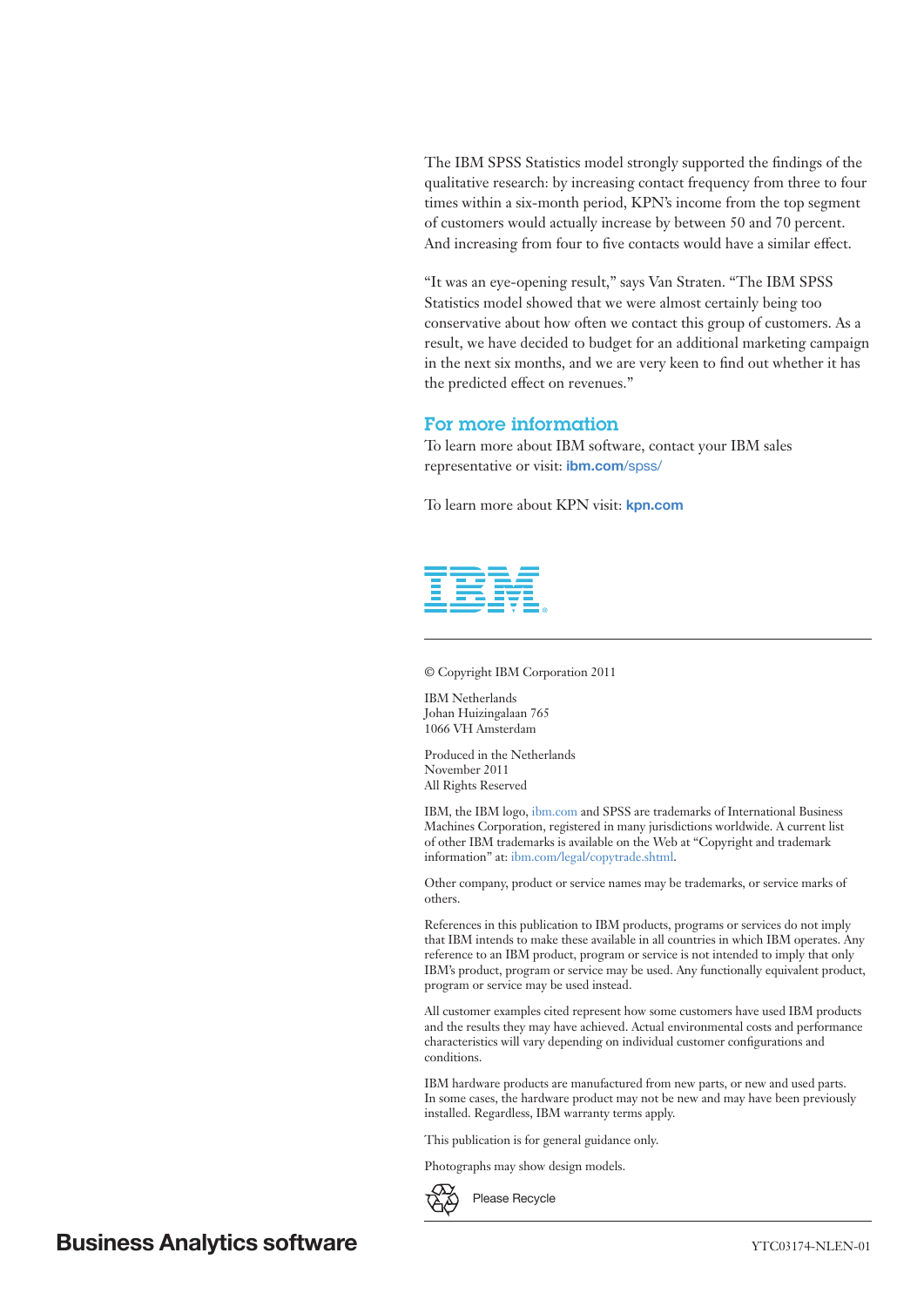The IBM SPSS Statistics model strongly supported the findings of the qualitative research: by increasing contact frequency from three to four times within a six-month period, KPN's income from the top segment of customers would actually increase by between 50 and 70 percent. And increasing from four to five contacts would have a similar effect.

"It was an eye-opening result," says Van Straten. "The IBM SPSS Statistics model showed that we were almost certainly being too conservative about how often we contact this group of customers. As a result, we have decided to budget for an additional marketing campaign in the next six months, and we are very keen to find out whether it has the predicted effect on revenues."

## For more information

To learn more about IBM software, contact your IBM sales representative or visit: **ibm.com**/spss/

To learn more about KPN visit: **kpn.com**

IBM

© Copyright IBM Corporation 2011

IBM Netherlands
Johan Huizingalaan 765
1066 VH Amsterdam

Produced in the Netherlands
November 2011
All Rights Reserved

IBM, the IBM logo, ibm.com and SPSS are trademarks of International Business Machines Corporation, registered in many jurisdictions worldwide. A current list of other IBM trademarks is available on the Web at "Copyright and trademark information" at: ibm.com/legal/copytrade.shtml.

Other company, product or service names may be trademarks, or service marks of others.

References in this publication to IBM products, programs or services do not imply that IBM intends to make these available in all countries in which IBM operates. Any reference to an IBM product, program or service is not intended to imply that only IBM's product, program or service may be used. Any functionally equivalent product, program or service may be used instead.

All customer examples cited represent how some customers have used IBM products and the results they may have achieved. Actual environmental costs and performance characteristics will vary depending on individual customer configurations and conditions.

IBM hardware products are manufactured from new parts, or new and used parts. In some cases, the hardware product may not be new and may have been previously installed. Regardless, IBM warranty terms apply.

This publication is for general guidance only.

Photographs may show design models.

Please Recycle

**Business Analytics software**

YTC03174-NLEN-01